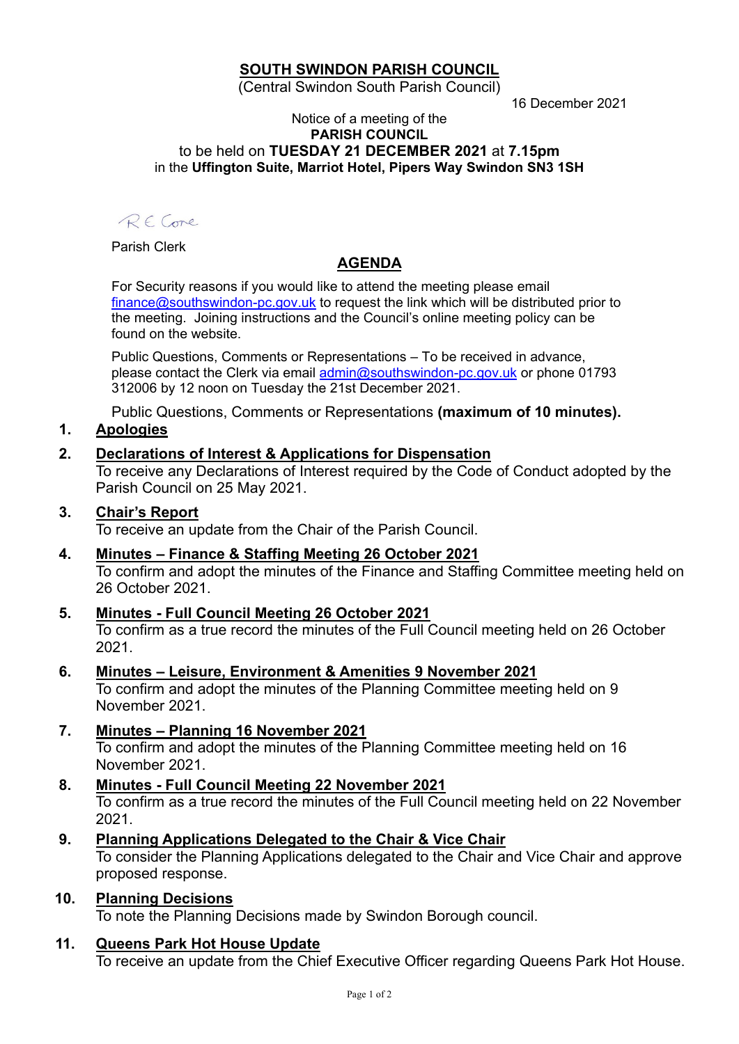# SOUTH SWINDON PARISH COUNCIL

(Central Swindon South Parish Council)

16 December 2021

Notice of a meeting of the
**PARISH COUNCIL**
to be held on **TUESDAY 21 DECEMBER 2021** at **7.15pm**
in the **Uffington Suite, Marriot Hotel, Pipers Way Swindon SN3 1SH**

R E Cone

Parish Clerk

## AGENDA

For Security reasons if you would like to attend the meeting please email finance@southswindon-pc.gov.uk to request the link which will be distributed prior to the meeting. Joining instructions and the Council's online meeting policy can be found on the website.

Public Questions, Comments or Representations – To be received in advance, please contact the Clerk via email admin@southswindon-pc.gov.uk or phone 01793 312006 by 12 noon on Tuesday the 21st December 2021.

Public Questions, Comments or Representations **(maximum of 10 minutes).**

1. **Apologies**

2. **Declarations of Interest & Applications for Dispensation**
   To receive any Declarations of Interest required by the Code of Conduct adopted by the Parish Council on 25 May 2021.

3. **Chair's Report**
   To receive an update from the Chair of the Parish Council.

4. **Minutes – Finance & Staffing Meeting 26 October 2021**
   To confirm and adopt the minutes of the Finance and Staffing Committee meeting held on 26 October 2021.

5. **Minutes - Full Council Meeting 26 October 2021**
   To confirm as a true record the minutes of the Full Council meeting held on 26 October 2021.

6. **Minutes – Leisure, Environment & Amenities 9 November 2021**
   To confirm and adopt the minutes of the Planning Committee meeting held on 9 November 2021.

7. **Minutes – Planning 16 November 2021**
   To confirm and adopt the minutes of the Planning Committee meeting held on 16 November 2021.

8. **Minutes - Full Council Meeting 22 November 2021**
   To confirm as a true record the minutes of the Full Council meeting held on 22 November 2021.

9. **Planning Applications Delegated to the Chair & Vice Chair**
   To consider the Planning Applications delegated to the Chair and Vice Chair and approve proposed response.

10. **Planning Decisions**
    To note the Planning Decisions made by Swindon Borough council.

11. **Queens Park Hot House Update**
    To receive an update from the Chief Executive Officer regarding Queens Park Hot House.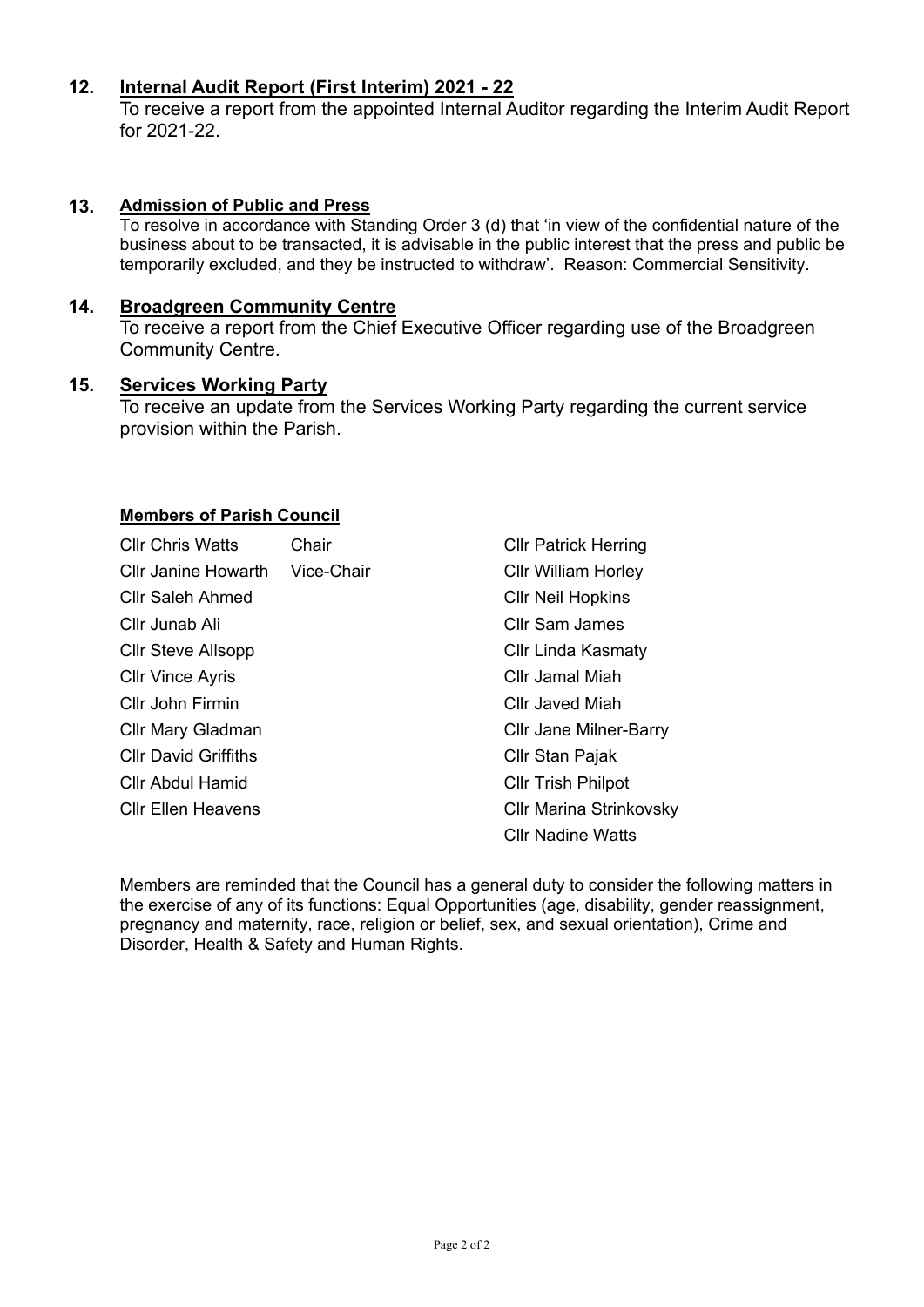## 12. Internal Audit Report (First Interim) 2021 - 22

To receive a report from the appointed Internal Auditor regarding the Interim Audit Report for 2021-22.

## 13. Admission of Public and Press

To resolve in accordance with Standing Order 3 (d) that 'in view of the confidential nature of the business about to be transacted, it is advisable in the public interest that the press and public be temporarily excluded, and they be instructed to withdraw'. Reason: Commercial Sensitivity.

## 14. Broadgreen Community Centre

To receive a report from the Chief Executive Officer regarding use of the Broadgreen Community Centre.

## 15. Services Working Party

To receive an update from the Services Working Party regarding the current service provision within the Parish.

**Members of Parish Council**

| | | |
|---|---|---|
| Cllr Chris Watts | Chair | Cllr Patrick Herring |
| Cllr Janine Howarth | Vice-Chair | Cllr William Horley |
| Cllr Saleh Ahmed | | Cllr Neil Hopkins |
| Cllr Junab Ali | | Cllr Sam James |
| Cllr Steve Allsopp | | Cllr Linda Kasmaty |
| Cllr Vince Ayris | | Cllr Jamal Miah |
| Cllr John Firmin | | Cllr Javed Miah |
| Cllr Mary Gladman | | Cllr Jane Milner-Barry |
| Cllr David Griffiths | | Cllr Stan Pajak |
| Cllr Abdul Hamid | | Cllr Trish Philpot |
| Cllr Ellen Heavens | | Cllr Marina Strinkovsky |
| | | Cllr Nadine Watts |

Members are reminded that the Council has a general duty to consider the following matters in the exercise of any of its functions: Equal Opportunities (age, disability, gender reassignment, pregnancy and maternity, race, religion or belief, sex, and sexual orientation), Crime and Disorder, Health & Safety and Human Rights.